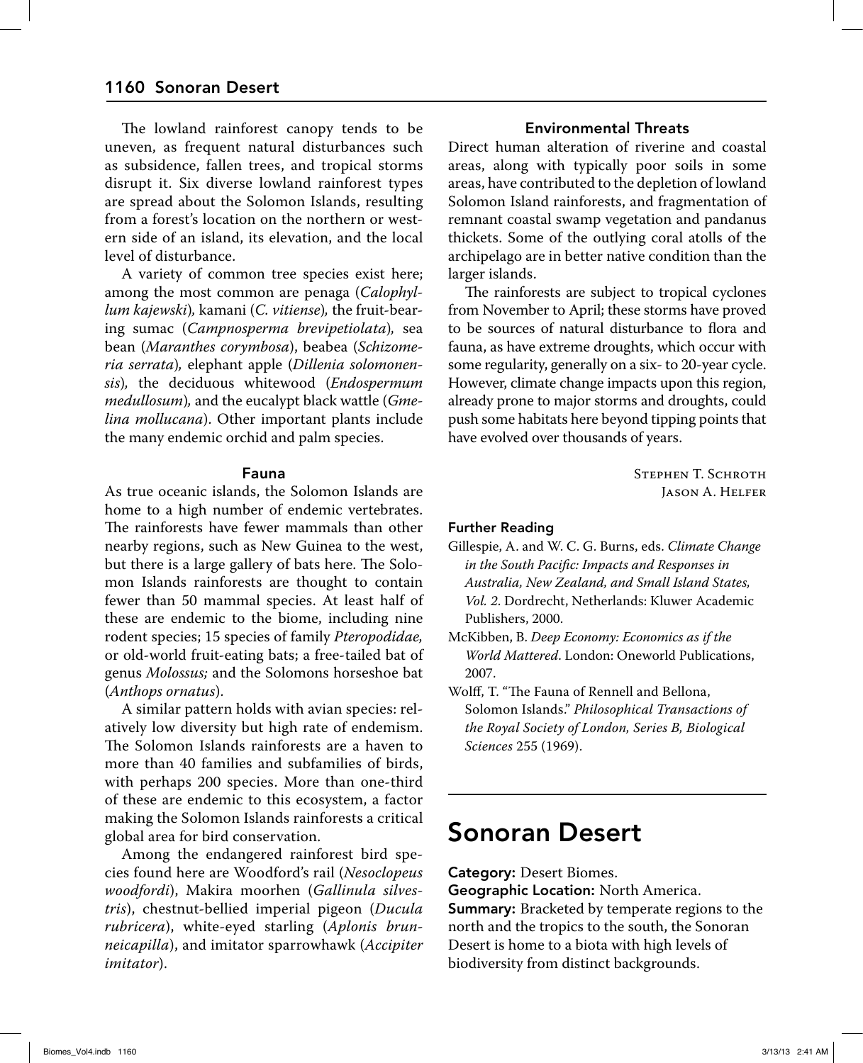The lowland rainforest canopy tends to be uneven, as frequent natural disturbances such as subsidence, fallen trees, and tropical storms disrupt it. Six diverse lowland rainforest types are spread about the Solomon Islands, resulting from a forest's location on the northern or western side of an island, its elevation, and the local level of disturbance.

A variety of common tree species exist here; among the most common are penaga (*Calophyllum kajewski*), kamani (*C. vitiense*), the fruit-bearing sumac (*Campnosperma brevipetiolata*), sea bean (*Maranthes corymbosa*), beabea (*Schizomeria serrata*), elephant apple (*Dillenia solomonensis*), the deciduous whitewood (*Endospermum medullosum*), and the eucalypt black wattle (*Gmelina mollucana*). Other important plants include the many endemic orchid and palm species.

### Fauna

As true oceanic islands, the Solomon Islands are home to a high number of endemic vertebrates. The rainforests have fewer mammals than other nearby regions, such as New Guinea to the west, but there is a large gallery of bats here. The Solomon Islands rainforests are thought to contain fewer than 50 mammal species. At least half of these are endemic to the biome, including nine rodent species; 15 species of family *Pteropodidae,* or old-world fruit-eating bats; a free-tailed bat of genus *Molossus;* and the Solomons horseshoe bat (*Anthops ornatus*).

A similar pattern holds with avian species: relatively low diversity but high rate of endemism. The Solomon Islands rainforests are a haven to more than 40 families and subfamilies of birds, with perhaps 200 species. More than one-third of these are endemic to this ecosystem, a factor making the Solomon Islands rainforests a critical global area for bird conservation.

Among the endangered rainforest bird species found here are Woodford's rail (*Nesoclopeus woodfordi*), Makira moorhen (*Gallinula silvestris*), chestnut-bellied imperial pigeon (*Ducula rubricera*), white-eyed starling (*Aplonis brunneicapilla*), and imitator sparrowhawk (*Accipiter imitator*).

### Environmental Threats

Direct human alteration of riverine and coastal areas, along with typically poor soils in some areas, have contributed to the depletion of lowland Solomon Island rainforests, and fragmentation of remnant coastal swamp vegetation and pandanus thickets. Some of the outlying coral atolls of the archipelago are in better native condition than the larger islands.

The rainforests are subject to tropical cyclones from November to April; these storms have proved to be sources of natural disturbance to flora and fauna, as have extreme droughts, which occur with some regularity, generally on a six- to 20-year cycle. However, climate change impacts upon this region, already prone to major storms and droughts, could push some habitats here beyond tipping points that have evolved over thousands of years.

Stephen T. Schroth
Jason A. Helfer

### Further Reading

Gillespie, A. and W. C. G. Burns, eds. *Climate Change in the South Pacific: Impacts and Responses in Australia, New Zealand, and Small Island States, Vol. 2.* Dordrecht, Netherlands: Kluwer Academic Publishers, 2000.

McKibben, B. *Deep Economy: Economics as if the World Mattered*. London: Oneworld Publications, 2007.

Wolff, T. "The Fauna of Rennell and Bellona, Solomon Islands." *Philosophical Transactions of the Royal Society of London, Series B, Biological Sciences* 255 (1969).

# Sonoran Desert

**Category:** Desert Biomes.
**Geographic Location:** North America.
**Summary:** Bracketed by temperate regions to the north and the tropics to the south, the Sonoran Desert is home to a biota with high levels of biodiversity from distinct backgrounds.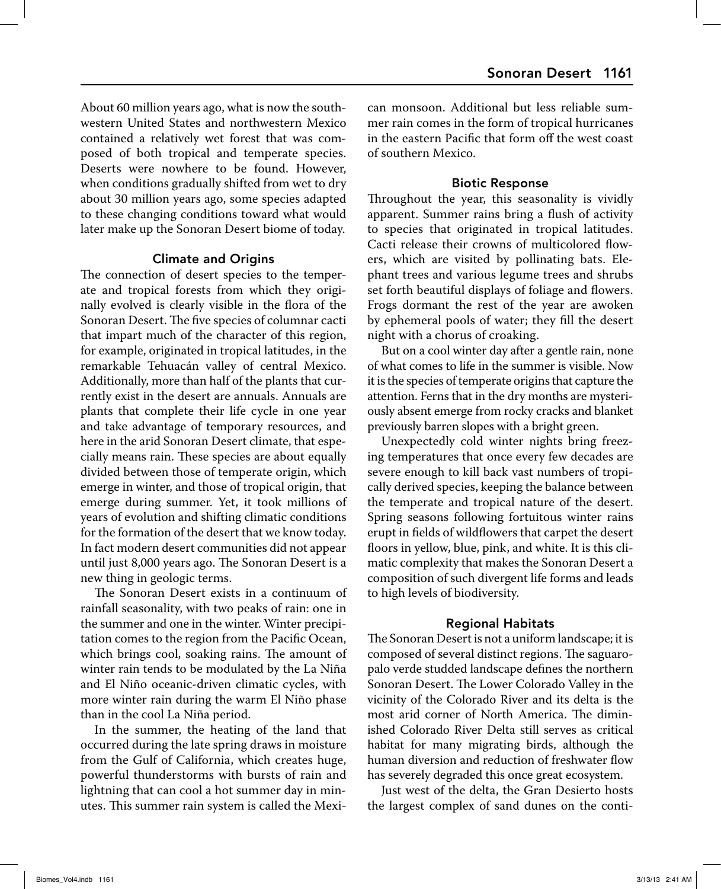About 60 million years ago, what is now the southwestern United States and northwestern Mexico contained a relatively wet forest that was composed of both tropical and temperate species. Deserts were nowhere to be found. However, when conditions gradually shifted from wet to dry about 30 million years ago, some species adapted to these changing conditions toward what would later make up the Sonoran Desert biome of today.

### Climate and Origins

The connection of desert species to the temperate and tropical forests from which they originally evolved is clearly visible in the flora of the Sonoran Desert. The five species of columnar cacti that impart much of the character of this region, for example, originated in tropical latitudes, in the remarkable Tehuacán valley of central Mexico. Additionally, more than half of the plants that currently exist in the desert are annuals. Annuals are plants that complete their life cycle in one year and take advantage of temporary resources, and here in the arid Sonoran Desert climate, that especially means rain. These species are about equally divided between those of temperate origin, which emerge in winter, and those of tropical origin, that emerge during summer. Yet, it took millions of years of evolution and shifting climatic conditions for the formation of the desert that we know today. In fact modern desert communities did not appear until just 8,000 years ago. The Sonoran Desert is a new thing in geologic terms.

The Sonoran Desert exists in a continuum of rainfall seasonality, with two peaks of rain: one in the summer and one in the winter. Winter precipitation comes to the region from the Pacific Ocean, which brings cool, soaking rains. The amount of winter rain tends to be modulated by the La Niña and El Niño oceanic-driven climatic cycles, with more winter rain during the warm El Niño phase than in the cool La Niña period.

In the summer, the heating of the land that occurred during the late spring draws in moisture from the Gulf of California, which creates huge, powerful thunderstorms with bursts of rain and lightning that can cool a hot summer day in minutes. This summer rain system is called the Mexican monsoon. Additional but less reliable summer rain comes in the form of tropical hurricanes in the eastern Pacific that form off the west coast of southern Mexico.

### Biotic Response

Throughout the year, this seasonality is vividly apparent. Summer rains bring a flush of activity to species that originated in tropical latitudes. Cacti release their crowns of multicolored flowers, which are visited by pollinating bats. Elephant trees and various legume trees and shrubs set forth beautiful displays of foliage and flowers. Frogs dormant the rest of the year are awoken by ephemeral pools of water; they fill the desert night with a chorus of croaking.

But on a cool winter day after a gentle rain, none of what comes to life in the summer is visible. Now it is the species of temperate origins that capture the attention. Ferns that in the dry months are mysteriously absent emerge from rocky cracks and blanket previously barren slopes with a bright green.

Unexpectedly cold winter nights bring freezing temperatures that once every few decades are severe enough to kill back vast numbers of tropically derived species, keeping the balance between the temperate and tropical nature of the desert. Spring seasons following fortuitous winter rains erupt in fields of wildflowers that carpet the desert floors in yellow, blue, pink, and white. It is this climatic complexity that makes the Sonoran Desert a composition of such divergent life forms and leads to high levels of biodiversity.

### Regional Habitats

The Sonoran Desert is not a uniform landscape; it is composed of several distinct regions. The saguaro-palo verde studded landscape defines the northern Sonoran Desert. The Lower Colorado Valley in the vicinity of the Colorado River and its delta is the most arid corner of North America. The diminished Colorado River Delta still serves as critical habitat for many migrating birds, although the human diversion and reduction of freshwater flow has severely degraded this once great ecosystem.

Just west of the delta, the Gran Desierto hosts the largest complex of sand dunes on the conti-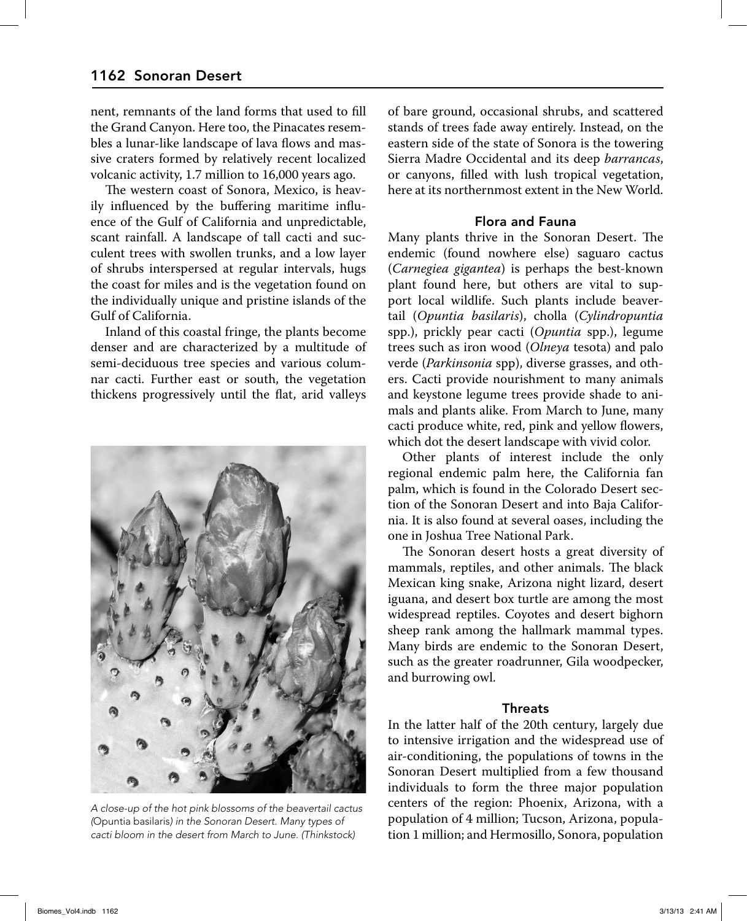nent, remnants of the land forms that used to fill the Grand Canyon. Here too, the Pinacates resembles a lunar-like landscape of lava flows and massive craters formed by relatively recent localized volcanic activity, 1.7 million to 16,000 years ago.

The western coast of Sonora, Mexico, is heavily influenced by the buffering maritime influence of the Gulf of California and unpredictable, scant rainfall. A landscape of tall cacti and succulent trees with swollen trunks, and a low layer of shrubs interspersed at regular intervals, hugs the coast for miles and is the vegetation found on the individually unique and pristine islands of the Gulf of California.

Inland of this coastal fringe, the plants become denser and are characterized by a multitude of semi-deciduous tree species and various columnar cacti. Further east or south, the vegetation thickens progressively until the flat, arid valleys of bare ground, occasional shrubs, and scattered stands of trees fade away entirely. Instead, on the eastern side of the state of Sonora is the towering Sierra Madre Occidental and its deep *barrancas*, or canyons, filled with lush tropical vegetation, here at its northernmost extent in the New World.

*A close-up of the hot pink blossoms of the beavertail cactus (*Opuntia basilaris*) in the Sonoran Desert. Many types of cacti bloom in the desert from March to June. (Thinkstock)*

## Flora and Fauna

Many plants thrive in the Sonoran Desert. The endemic (found nowhere else) saguaro cactus (*Carnegiea gigantea*) is perhaps the best-known plant found here, but others are vital to support local wildlife. Such plants include beavertail (*Opuntia basilaris*), cholla (*Cylindropuntia* spp.), prickly pear cacti (*Opuntia* spp.), legume trees such as iron wood (*Olneya* tesota) and palo verde (*Parkinsonia* spp), diverse grasses, and others. Cacti provide nourishment to many animals and keystone legume trees provide shade to animals and plants alike. From March to June, many cacti produce white, red, pink and yellow flowers, which dot the desert landscape with vivid color.

Other plants of interest include the only regional endemic palm here, the California fan palm, which is found in the Colorado Desert section of the Sonoran Desert and into Baja California. It is also found at several oases, including the one in Joshua Tree National Park.

The Sonoran desert hosts a great diversity of mammals, reptiles, and other animals. The black Mexican king snake, Arizona night lizard, desert iguana, and desert box turtle are among the most widespread reptiles. Coyotes and desert bighorn sheep rank among the hallmark mammal types. Many birds are endemic to the Sonoran Desert, such as the greater roadrunner, Gila woodpecker, and burrowing owl.

## Threats

In the latter half of the 20th century, largely due to intensive irrigation and the widespread use of air-conditioning, the populations of towns in the Sonoran Desert multiplied from a few thousand individuals to form the three major population centers of the region: Phoenix, Arizona, with a population of 4 million; Tucson, Arizona, population 1 million; and Hermosillo, Sonora, population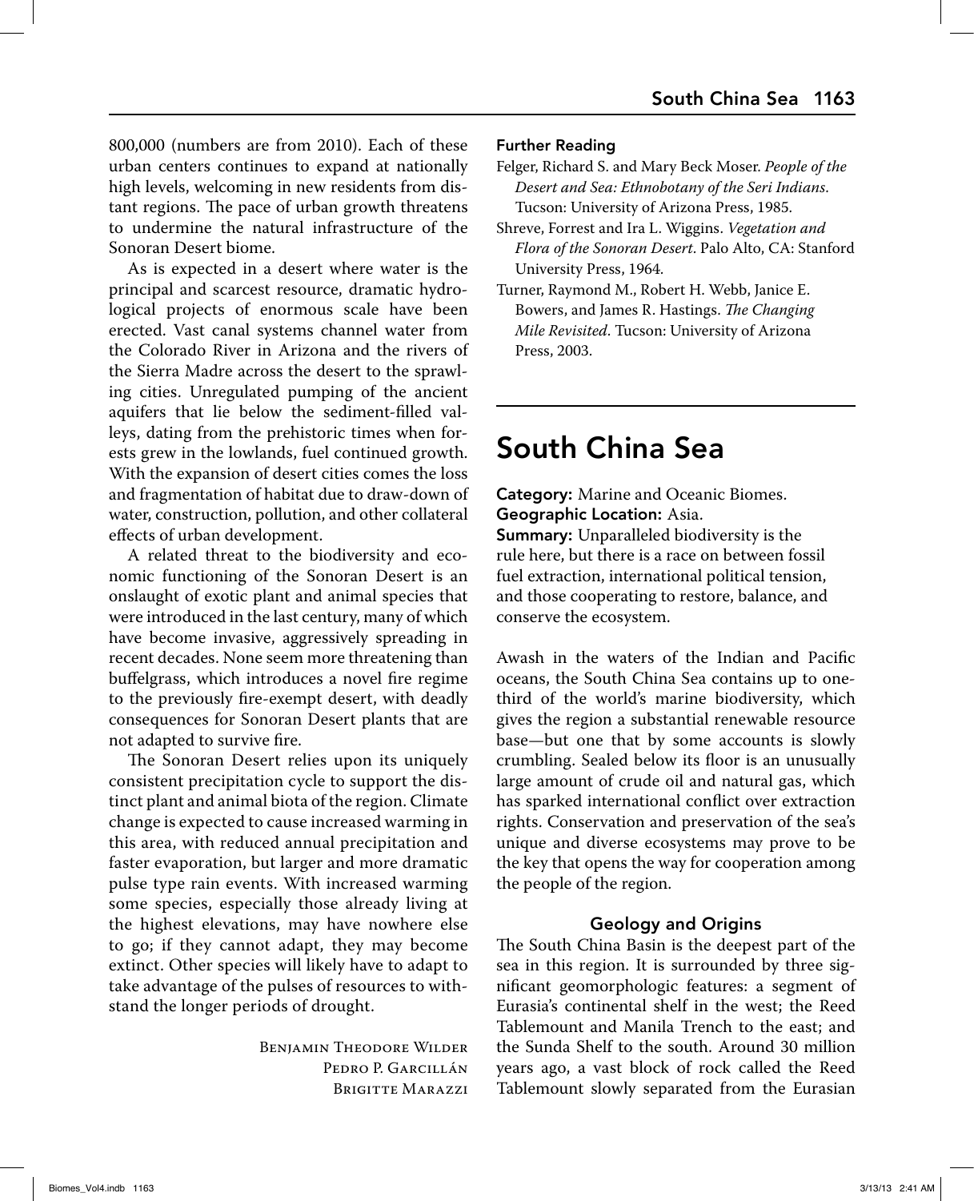800,000 (numbers are from 2010). Each of these urban centers continues to expand at nationally high levels, welcoming in new residents from distant regions. The pace of urban growth threatens to undermine the natural infrastructure of the Sonoran Desert biome.

As is expected in a desert where water is the principal and scarcest resource, dramatic hydrological projects of enormous scale have been erected. Vast canal systems channel water from the Colorado River in Arizona and the rivers of the Sierra Madre across the desert to the sprawling cities. Unregulated pumping of the ancient aquifers that lie below the sediment-filled valleys, dating from the prehistoric times when forests grew in the lowlands, fuel continued growth. With the expansion of desert cities comes the loss and fragmentation of habitat due to draw-down of water, construction, pollution, and other collateral effects of urban development.

A related threat to the biodiversity and economic functioning of the Sonoran Desert is an onslaught of exotic plant and animal species that were introduced in the last century, many of which have become invasive, aggressively spreading in recent decades. None seem more threatening than buffelgrass, which introduces a novel fire regime to the previously fire-exempt desert, with deadly consequences for Sonoran Desert plants that are not adapted to survive fire.

The Sonoran Desert relies upon its uniquely consistent precipitation cycle to support the distinct plant and animal biota of the region. Climate change is expected to cause increased warming in this area, with reduced annual precipitation and faster evaporation, but larger and more dramatic pulse type rain events. With increased warming some species, especially those already living at the highest elevations, may have nowhere else to go; if they cannot adapt, they may become extinct. Other species will likely have to adapt to take advantage of the pulses of resources to withstand the longer periods of drought.

Benjamin Theodore Wilder
Pedro P. Garcillán
Brigitte Marazzi

### Further Reading

Felger, Richard S. and Mary Beck Moser. *People of the Desert and Sea: Ethnobotany of the Seri Indians.* Tucson: University of Arizona Press, 1985.

Shreve, Forrest and Ira L. Wiggins. *Vegetation and Flora of the Sonoran Desert.* Palo Alto, CA: Stanford University Press, 1964.

Turner, Raymond M., Robert H. Webb, Janice E. Bowers, and James R. Hastings. *The Changing Mile Revisited.* Tucson: University of Arizona Press, 2003.

# South China Sea

**Category:** Marine and Oceanic Biomes.
**Geographic Location:** Asia.
**Summary:** Unparalleled biodiversity is the rule here, but there is a race on between fossil fuel extraction, international political tension, and those cooperating to restore, balance, and conserve the ecosystem.

Awash in the waters of the Indian and Pacific oceans, the South China Sea contains up to one-third of the world's marine biodiversity, which gives the region a substantial renewable resource base—but one that by some accounts is slowly crumbling. Sealed below its floor is an unusually large amount of crude oil and natural gas, which has sparked international conflict over extraction rights. Conservation and preservation of the sea's unique and diverse ecosystems may prove to be the key that opens the way for cooperation among the people of the region.

## Geology and Origins

The South China Basin is the deepest part of the sea in this region. It is surrounded by three significant geomorphologic features: a segment of Eurasia's continental shelf in the west; the Reed Tablemount and Manila Trench to the east; and the Sunda Shelf to the south. Around 30 million years ago, a vast block of rock called the Reed Tablemount slowly separated from the Eurasian